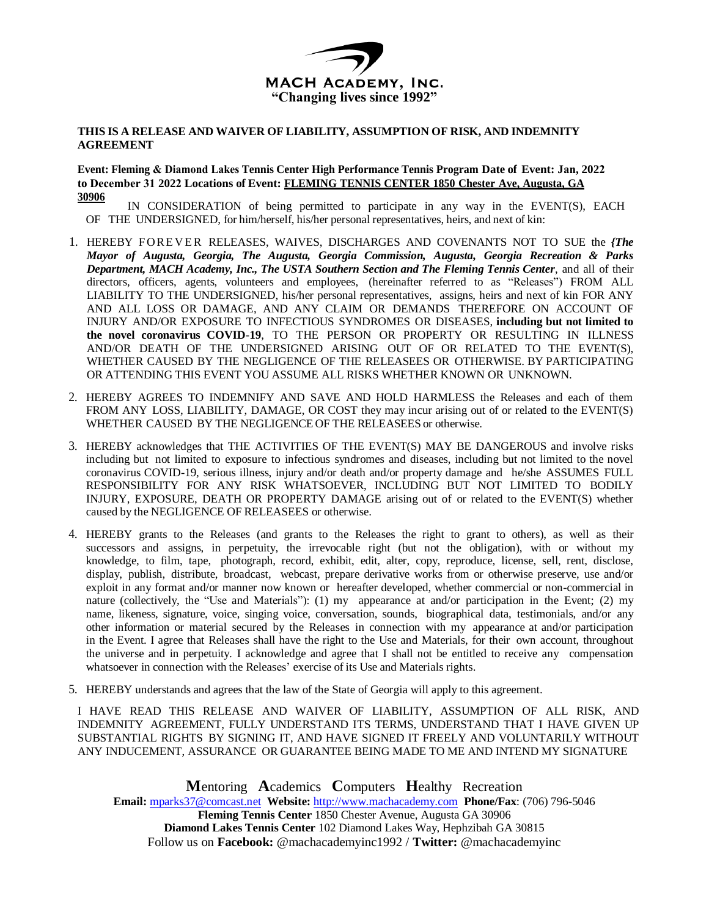**MACH ACADEMY, INC.**

**"Changing lives since 1992"**

**THIS IS A RELEASE AND WAIVER OF LIABILITY, ASSUMPTION OF RISK, AND INDEMNITY AGREEMENT**

**Event: Fleming & Diamond Lakes Tennis Center High Performance Tennis Program Date of Event: Jan, 2022 to December 31 2022 Locations of Event: FLEMING TENNIS CENTER 1850 Chester Ave, Augusta, GA 30906**

IN CONSIDERATION of being permitted to participate in any way in the EVENT(S), EACH OF THE UNDERSIGNED, for him/herself, his/her personal representatives, heirs, and next of kin:

1. HEREBY FOREVER RELEASES, WAIVES, DISCHARGES AND COVENANTS NOT TO SUE the ***{The Mayor of Augusta, Georgia, The Augusta, Georgia Commission, Augusta, Georgia Recreation & Parks Department, MACH Academy, Inc., The USTA Southern Section and The Fleming Tennis Center***, and all of their directors, officers, agents, volunteers and employees, (hereinafter referred to as "Releases") FROM ALL LIABILITY TO THE UNDERSIGNED, his/her personal representatives, assigns, heirs and next of kin FOR ANY AND ALL LOSS OR DAMAGE, AND ANY CLAIM OR DEMANDS THEREFORE ON ACCOUNT OF INJURY AND/OR EXPOSURE TO INFECTIOUS SYNDROMES OR DISEASES, **including but not limited to the novel coronavirus COVID-19**, TO THE PERSON OR PROPERTY OR RESULTING IN ILLNESS AND/OR DEATH OF THE UNDERSIGNED ARISING OUT OF OR RELATED TO THE EVENT(S), WHETHER CAUSED BY THE NEGLIGENCE OF THE RELEASEES OR OTHERWISE. BY PARTICIPATING OR ATTENDING THIS EVENT YOU ASSUME ALL RISKS WHETHER KNOWN OR UNKNOWN.

2. HEREBY AGREES TO INDEMNIFY AND SAVE AND HOLD HARMLESS the Releases and each of them FROM ANY LOSS, LIABILITY, DAMAGE, OR COST they may incur arising out of or related to the EVENT(S) WHETHER CAUSED BY THE NEGLIGENCE OF THE RELEASEES or otherwise.

3. HEREBY acknowledges that THE ACTIVITIES OF THE EVENT(S) MAY BE DANGEROUS and involve risks including but not limited to exposure to infectious syndromes and diseases, including but not limited to the novel coronavirus COVID-19, serious illness, injury and/or death and/or property damage and he/she ASSUMES FULL RESPONSIBILITY FOR ANY RISK WHATSOEVER, INCLUDING BUT NOT LIMITED TO BODILY INJURY, EXPOSURE, DEATH OR PROPERTY DAMAGE arising out of or related to the EVENT(S) whether caused by the NEGLIGENCE OF RELEASEES or otherwise.

4. HEREBY grants to the Releases (and grants to the Releases the right to grant to others), as well as their successors and assigns, in perpetuity, the irrevocable right (but not the obligation), with or without my knowledge, to film, tape, photograph, record, exhibit, edit, alter, copy, reproduce, license, sell, rent, disclose, display, publish, distribute, broadcast, webcast, prepare derivative works from or otherwise preserve, use and/or exploit in any format and/or manner now known or hereafter developed, whether commercial or non-commercial in nature (collectively, the "Use and Materials"): (1) my appearance at and/or participation in the Event; (2) my name, likeness, signature, voice, singing voice, conversation, sounds, biographical data, testimonials, and/or any other information or material secured by the Releases in connection with my appearance at and/or participation in the Event. I agree that Releases shall have the right to the Use and Materials, for their own account, throughout the universe and in perpetuity. I acknowledge and agree that I shall not be entitled to receive any compensation whatsoever in connection with the Releases' exercise of its Use and Materials rights.

5. HEREBY understands and agrees that the law of the State of Georgia will apply to this agreement.

I HAVE READ THIS RELEASE AND WAIVER OF LIABILITY, ASSUMPTION OF ALL RISK, AND INDEMNITY AGREEMENT, FULLY UNDERSTAND ITS TERMS, UNDERSTAND THAT I HAVE GIVEN UP SUBSTANTIAL RIGHTS BY SIGNING IT, AND HAVE SIGNED IT FREELY AND VOLUNTARILY WITHOUT ANY INDUCEMENT, ASSURANCE OR GUARANTEE BEING MADE TO ME AND INTEND MY SIGNATURE

**M**entoring **A**cademics **C**omputers **H**ealthy Recreation

**Email:** mparks37@comcast.net **Website:** http://www.machacademy.com **Phone/Fax**: (706) 796-5046

**Fleming Tennis Center** 1850 Chester Avenue, Augusta GA 30906

**Diamond Lakes Tennis Center** 102 Diamond Lakes Way, Hephzibah GA 30815

Follow us on **Facebook:** @machacademyinc1992 / **Twitter:** @machacademyinc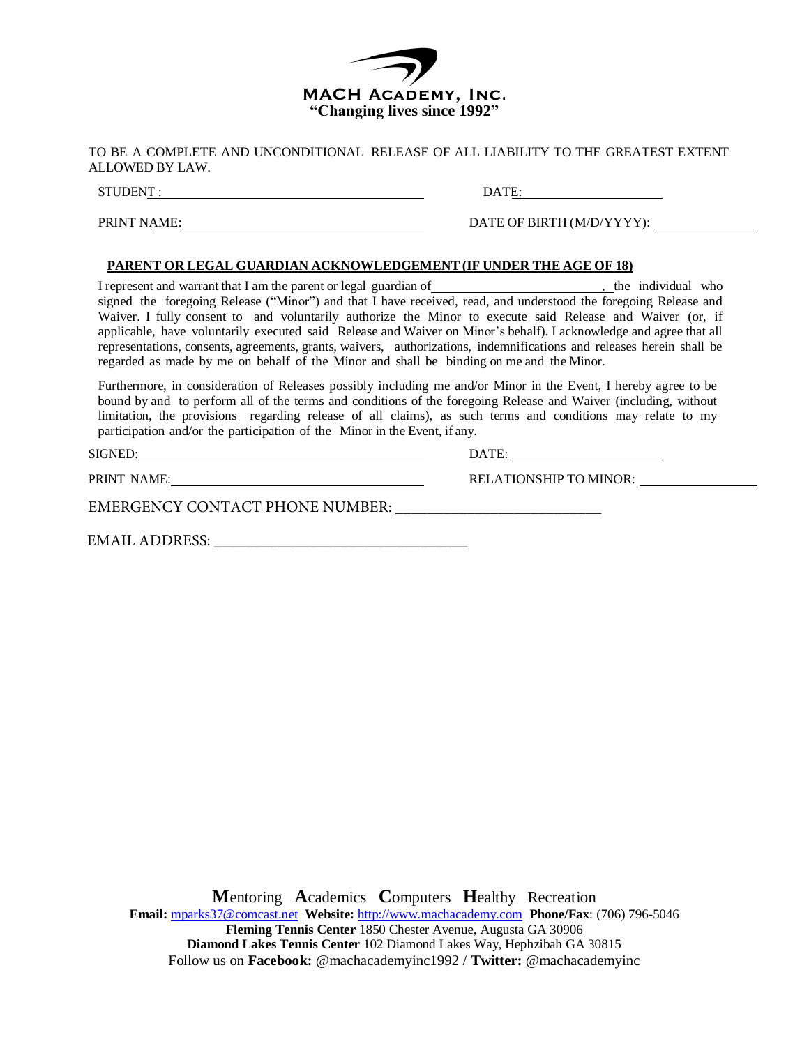**MACH Academy, Inc.**
**"Changing lives since 1992"**

TO BE A COMPLETE AND UNCONDITIONAL RELEASE OF ALL LIABILITY TO THE GREATEST EXTENT ALLOWED BY LAW.

STUDENT : ______________________________ DATE: ____________________

PRINT NAME: ______________________________ DATE OF BIRTH (M/D/YYYY): ______________

**PARENT OR LEGAL GUARDIAN ACKNOWLEDGEMENT (IF UNDER THE AGE OF 18)**

I represent and warrant that I am the parent or legal guardian of ______________________, the individual who signed the foregoing Release ("Minor") and that I have received, read, and understood the foregoing Release and Waiver. I fully consent to and voluntarily authorize the Minor to execute said Release and Waiver (or, if applicable, have voluntarily executed said Release and Waiver on Minor's behalf). I acknowledge and agree that all representations, consents, agreements, grants, waivers, authorizations, indemnifications and releases herein shall be regarded as made by me on behalf of the Minor and shall be binding on me and the Minor.

Furthermore, in consideration of Releases possibly including me and/or Minor in the Event, I hereby agree to be bound by and to perform all of the terms and conditions of the foregoing Release and Waiver (including, without limitation, the provisions regarding release of all claims), as such terms and conditions may relate to my participation and/or the participation of the Minor in the Event, if any.

SIGNED: ______________________________ DATE: ____________________

PRINT NAME: ______________________________ RELATIONSHIP TO MINOR: ______________

EMERGENCY CONTACT PHONE NUMBER: ______________________

EMAIL ADDRESS: ____________________________

**M**entoring **A**cademics **C**omputers **H**ealthy Recreation

**Email:** mparks37@comcast.net **Website:** http://www.machacademy.com **Phone/Fax**: (706) 796-5046

**Fleming Tennis Center** 1850 Chester Avenue, Augusta GA 30906

**Diamond Lakes Tennis Center** 102 Diamond Lakes Way, Hephzibah GA 30815

Follow us on **Facebook:** @machacademyinc1992 / **Twitter:** @machacademyinc